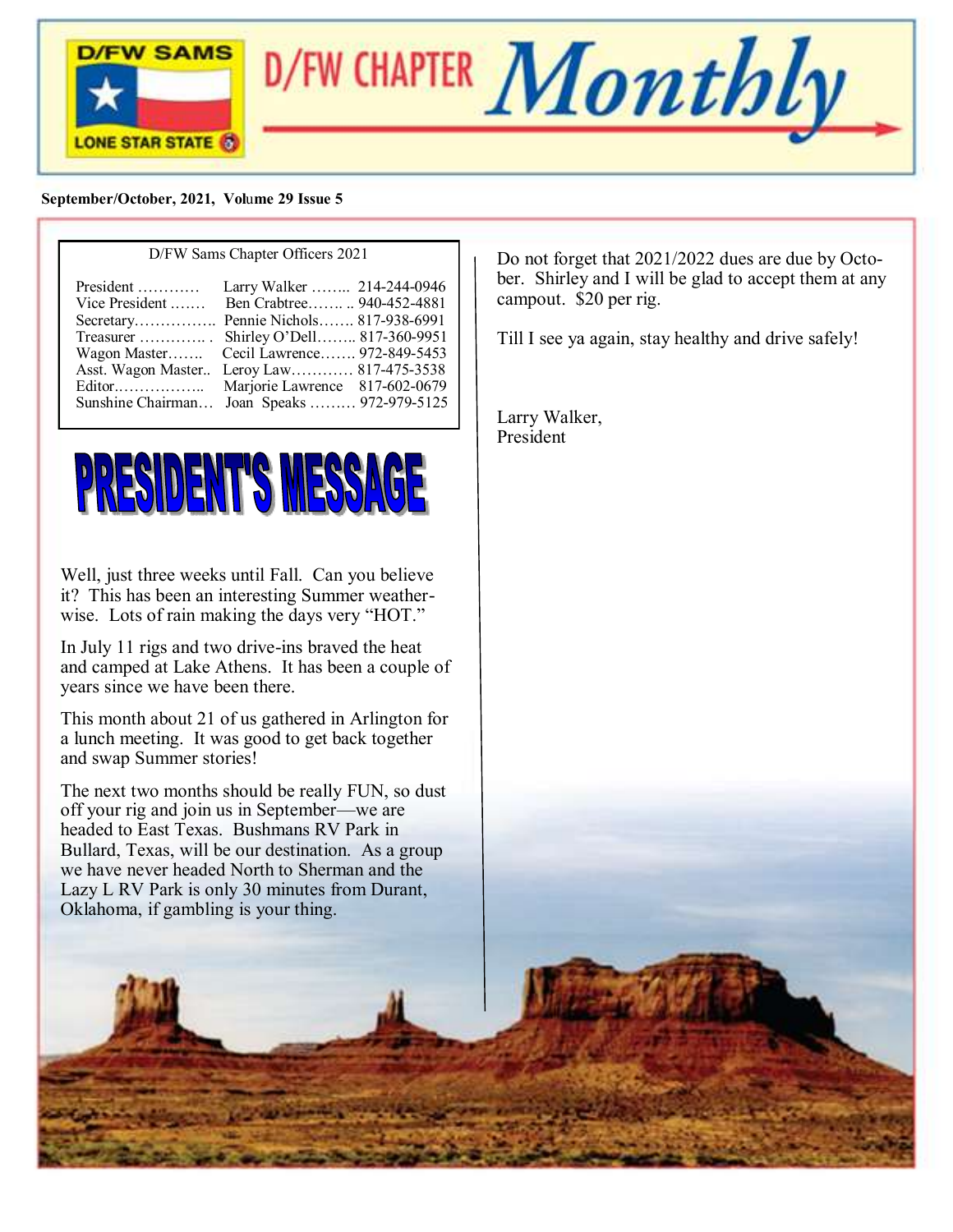# D/FW CHAPTER *Monthly*

D/FW SAMS — LONE STAR STATE

**September/October, 2021, Volume 29 Issue 5**

| D/FW Sams Chapter Officers 2021 | | |
| --- | --- | --- |
| President ………… | Larry Walker …….. | 214-244-0946 |
| Vice President ……. | Ben Crabtree……. .. | 940-452-4881 |
| Secretary……………. | Pennie Nichols……. | 817-938-6991 |
| Treasurer …………. . | Shirley O'Dell…….. | 817-360-9951 |
| Wagon Master……. | Cecil Lawrence……. | 972-849-5453 |
| Asst. Wagon Master.. | Leroy Law………… | 817-475-3538 |
| Editor.…………….. | Marjorie Lawrence | 817-602-0679 |
| Sunshine Chairman… | Joan Speaks ……… | 972-979-5125 |

## PRESIDENT'S MESSAGE

Well, just three weeks until Fall. Can you believe it? This has been an interesting Summer weather-wise. Lots of rain making the days very "HOT."

In July 11 rigs and two drive-ins braved the heat and camped at Lake Athens. It has been a couple of years since we have been there.

This month about 21 of us gathered in Arlington for a lunch meeting. It was good to get back together and swap Summer stories!

The next two months should be really FUN, so dust off your rig and join us in September—we are headed to East Texas. Bushmans RV Park in Bullard, Texas, will be our destination. As a group we have never headed North to Sherman and the Lazy L RV Park is only 30 minutes from Durant, Oklahoma, if gambling is your thing.

Do not forget that 2021/2022 dues are due by October. Shirley and I will be glad to accept them at any campout. $20 per rig.

Till I see ya again, stay healthy and drive safely!

Larry Walker,
President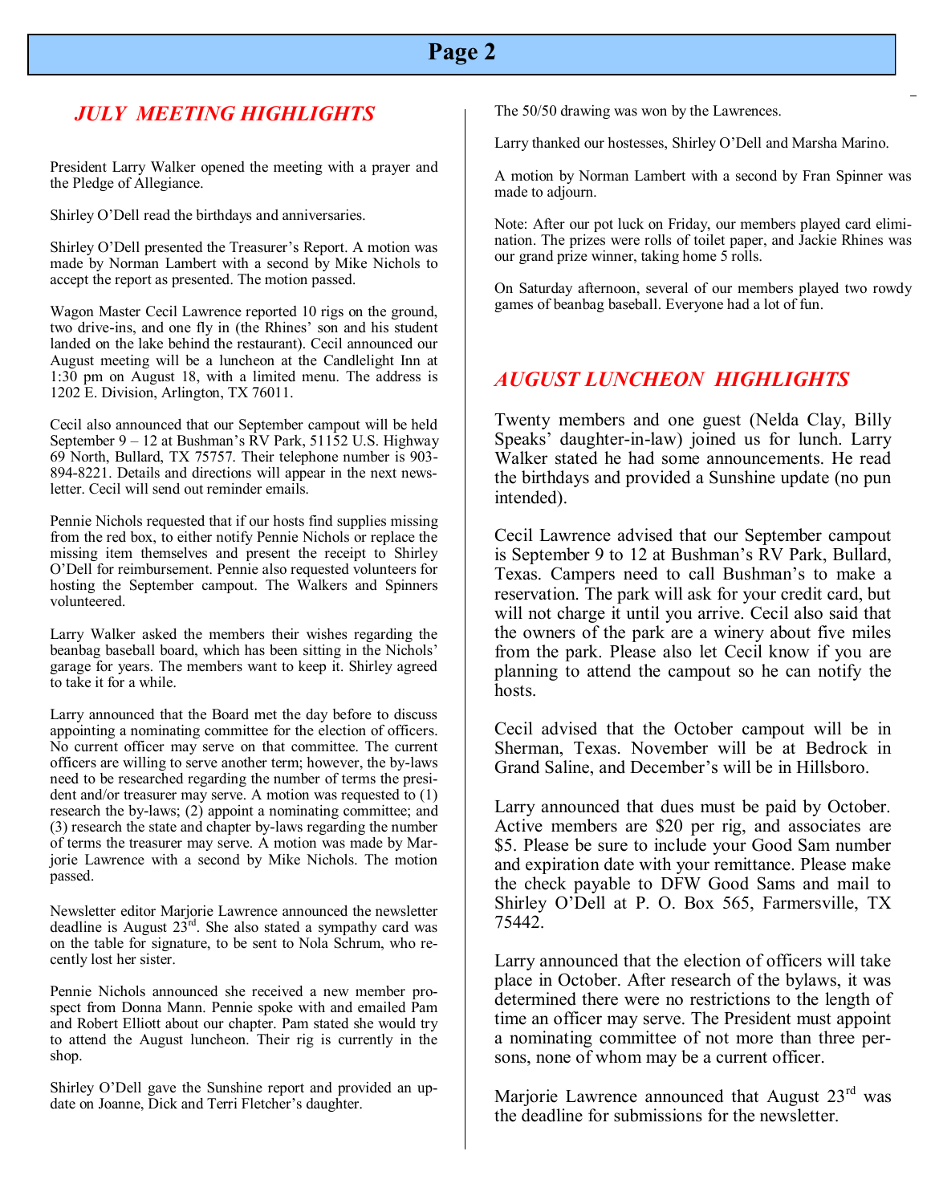## *JULY MEETING HIGHLIGHTS*

President Larry Walker opened the meeting with a prayer and the Pledge of Allegiance.

Shirley O'Dell read the birthdays and anniversaries.

Shirley O'Dell presented the Treasurer's Report. A motion was made by Norman Lambert with a second by Mike Nichols to accept the report as presented. The motion passed.

Wagon Master Cecil Lawrence reported 10 rigs on the ground, two drive-ins, and one fly in (the Rhines' son and his student landed on the lake behind the restaurant). Cecil announced our August meeting will be a luncheon at the Candlelight Inn at 1:30 pm on August 18, with a limited menu. The address is 1202 E. Division, Arlington, TX 76011.

Cecil also announced that our September campout will be held September 9 – 12 at Bushman's RV Park, 51152 U.S. Highway 69 North, Bullard, TX 75757. Their telephone number is 903-894-8221. Details and directions will appear in the next newsletter. Cecil will send out reminder emails.

Pennie Nichols requested that if our hosts find supplies missing from the red box, to either notify Pennie Nichols or replace the missing item themselves and present the receipt to Shirley O'Dell for reimbursement. Pennie also requested volunteers for hosting the September campout. The Walkers and Spinners volunteered.

Larry Walker asked the members their wishes regarding the beanbag baseball board, which has been sitting in the Nichols' garage for years. The members want to keep it. Shirley agreed to take it for a while.

Larry announced that the Board met the day before to discuss appointing a nominating committee for the election of officers. No current officer may serve on that committee. The current officers are willing to serve another term; however, the by-laws need to be researched regarding the number of terms the president and/or treasurer may serve. A motion was requested to (1) research the by-laws; (2) appoint a nominating committee; and (3) research the state and chapter by-laws regarding the number of terms the treasurer may serve. A motion was made by Marjorie Lawrence with a second by Mike Nichols. The motion passed.

Newsletter editor Marjorie Lawrence announced the newsletter deadline is August 23rd. She also stated a sympathy card was on the table for signature, to be sent to Nola Schrum, who recently lost her sister.

Pennie Nichols announced she received a new member prospect from Donna Mann. Pennie spoke with and emailed Pam and Robert Elliott about our chapter. Pam stated she would try to attend the August luncheon. Their rig is currently in the shop.

Shirley O'Dell gave the Sunshine report and provided an update on Joanne, Dick and Terri Fletcher's daughter.

The 50/50 drawing was won by the Lawrences.

Larry thanked our hostesses, Shirley O'Dell and Marsha Marino.

A motion by Norman Lambert with a second by Fran Spinner was made to adjourn.

Note: After our pot luck on Friday, our members played card elimination. The prizes were rolls of toilet paper, and Jackie Rhines was our grand prize winner, taking home 5 rolls.

On Saturday afternoon, several of our members played two rowdy games of beanbag baseball. Everyone had a lot of fun.

## *AUGUST LUNCHEON HIGHLIGHTS*

Twenty members and one guest (Nelda Clay, Billy Speaks' daughter-in-law) joined us for lunch. Larry Walker stated he had some announcements. He read the birthdays and provided a Sunshine update (no pun intended).

Cecil Lawrence advised that our September campout is September 9 to 12 at Bushman's RV Park, Bullard, Texas. Campers need to call Bushman's to make a reservation. The park will ask for your credit card, but will not charge it until you arrive. Cecil also said that the owners of the park are a winery about five miles from the park. Please also let Cecil know if you are planning to attend the campout so he can notify the hosts.

Cecil advised that the October campout will be in Sherman, Texas. November will be at Bedrock in Grand Saline, and December's will be in Hillsboro.

Larry announced that dues must be paid by October. Active members are $20 per rig, and associates are $5. Please be sure to include your Good Sam number and expiration date with your remittance. Please make the check payable to DFW Good Sams and mail to Shirley O'Dell at P. O. Box 565, Farmersville, TX 75442.

Larry announced that the election of officers will take place in October. After research of the bylaws, it was determined there were no restrictions to the length of time an officer may serve. The President must appoint a nominating committee of not more than three persons, none of whom may be a current officer.

Marjorie Lawrence announced that August 23rd was the deadline for submissions for the newsletter.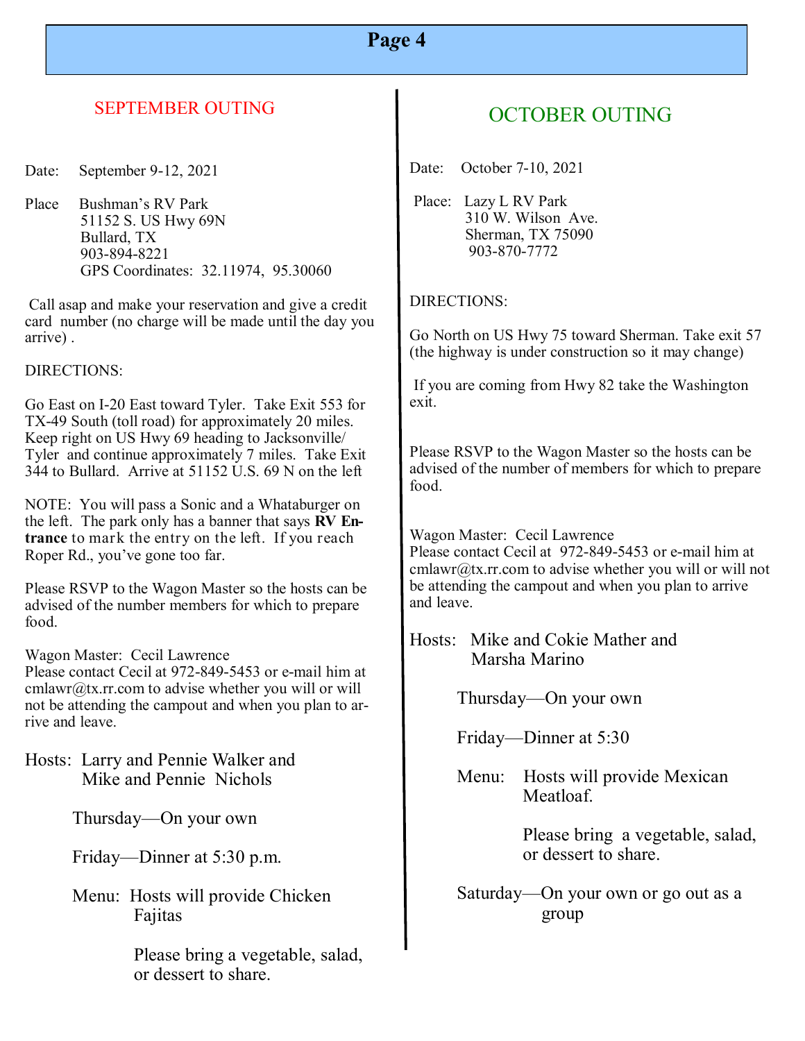## SEPTEMBER OUTING

Date: September 9-12, 2021

Place Bushman's RV Park
51152 S. US Hwy 69N
Bullard, TX
903-894-8221
GPS Coordinates: 32.11974, 95.30060

Call asap and make your reservation and give a credit card number (no charge will be made until the day you arrive) .

DIRECTIONS:

Go East on I-20 East toward Tyler. Take Exit 553 for TX-49 South (toll road) for approximately 20 miles. Keep right on US Hwy 69 heading to Jacksonville/ Tyler and continue approximately 7 miles. Take Exit 344 to Bullard. Arrive at 51152 U.S. 69 N on the left

NOTE: You will pass a Sonic and a Whataburger on the left. The park only has a banner that says **RV Entrance** to mark the entry on the left. If you reach Roper Rd., you've gone too far.

Please RSVP to the Wagon Master so the hosts can be advised of the number members for which to prepare food.

Wagon Master: Cecil Lawrence
Please contact Cecil at 972-849-5453 or e-mail him at cmlawr@tx.rr.com to advise whether you will or will not be attending the campout and when you plan to arrive and leave.

Hosts: Larry and Pennie Walker and
Mike and Pennie Nichols

Thursday—On your own

Friday—Dinner at 5:30 p.m.

Menu: Hosts will provide Chicken Fajitas

Please bring a vegetable, salad, or dessert to share.

## OCTOBER OUTING

Date: October 7-10, 2021

Place: Lazy L RV Park
310 W. Wilson Ave.
Sherman, TX 75090
903-870-7772

DIRECTIONS:

Go North on US Hwy 75 toward Sherman. Take exit 57 (the highway is under construction so it may change)

If you are coming from Hwy 82 take the Washington exit.

Please RSVP to the Wagon Master so the hosts can be advised of the number of members for which to prepare food.

Wagon Master: Cecil Lawrence
Please contact Cecil at 972-849-5453 or e-mail him at cmlawr@tx.rr.com to advise whether you will or will not be attending the campout and when you plan to arrive and leave.

Hosts: Mike and Cokie Mather and
Marsha Marino

Thursday—On your own

Friday—Dinner at 5:30

Menu: Hosts will provide Mexican Meatloaf.

Please bring a vegetable, salad, or dessert to share.

Saturday—On your own or go out as a group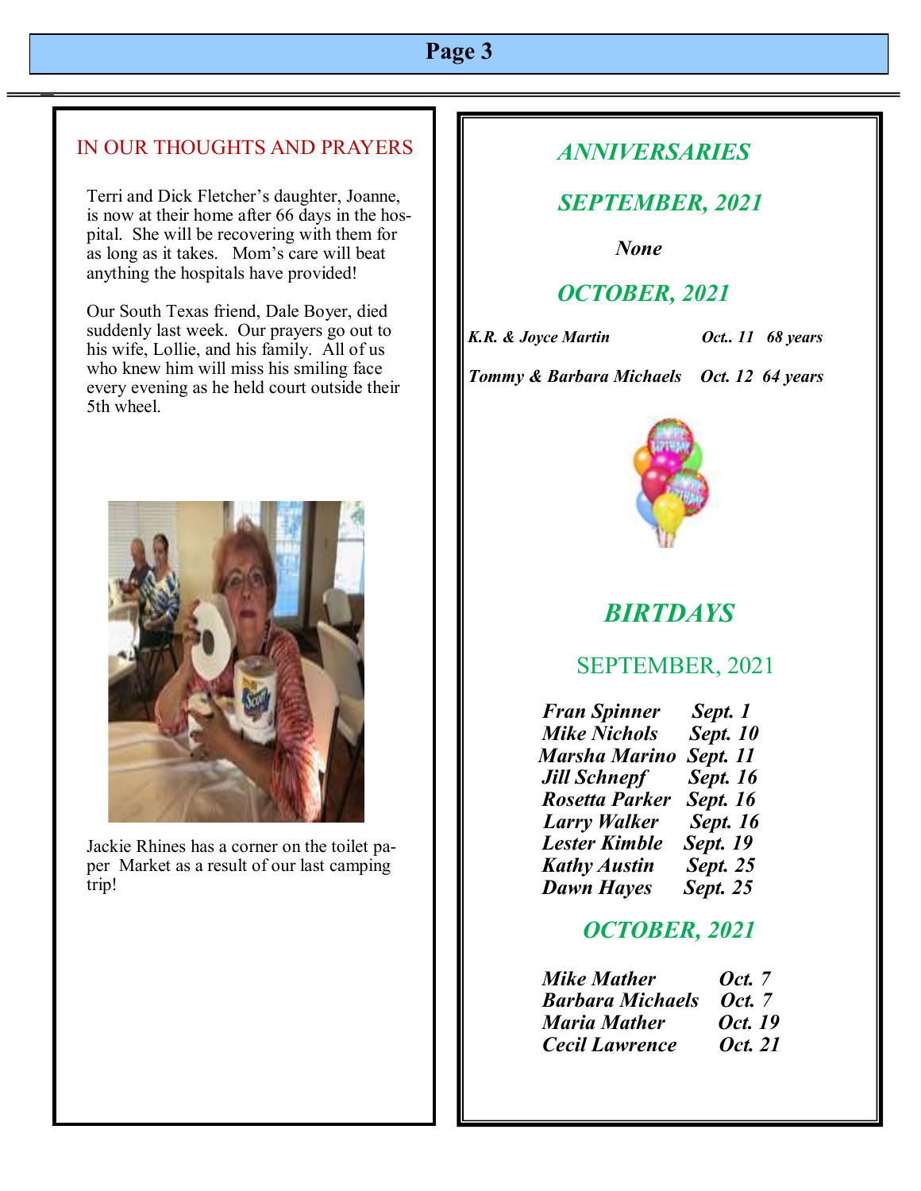## IN OUR THOUGHTS AND PRAYERS

Terri and Dick Fletcher's daughter, Joanne, is now at their home after 66 days in the hospital. She will be recovering with them for as long as it takes. Mom's care will beat anything the hospitals have provided!

Our South Texas friend, Dale Boyer, died suddenly last week. Our prayers go out to his wife, Lollie, and his family. All of us who knew him will miss his smiling face every evening as he held court outside their 5th wheel.

Jackie Rhines has a corner on the toilet paper Market as a result of our last camping trip!

## *ANNIVERSARIES*

### *SEPTEMBER, 2021*

***None***

### *OCTOBER, 2021*

| | | |
|---|---|---|
| ***K.R. & Joyce Martin*** | ***Oct.. 11*** | ***68 years*** |
| ***Tommy & Barbara Michaels*** | ***Oct. 12*** | ***64 years*** |

## *BIRTDAYS*

### SEPTEMBER, 2021

| | |
|---|---|
| ***Fran Spinner*** | ***Sept. 1*** |
| ***Mike Nichols*** | ***Sept. 10*** |
| ***Marsha Marino*** | ***Sept. 11*** |
| ***Jill Schnepf*** | ***Sept. 16*** |
| ***Rosetta Parker*** | ***Sept. 16*** |
| ***Larry Walker*** | ***Sept. 16*** |
| ***Lester Kimble*** | ***Sept. 19*** |
| ***Kathy Austin*** | ***Sept. 25*** |
| ***Dawn Hayes*** | ***Sept. 25*** |

### *OCTOBER, 2021*

| | |
|---|---|
| ***Mike Mather*** | ***Oct. 7*** |
| ***Barbara Michaels*** | ***Oct. 7*** |
| ***Maria Mather*** | ***Oct. 19*** |
| ***Cecil Lawrence*** | ***Oct. 21*** |